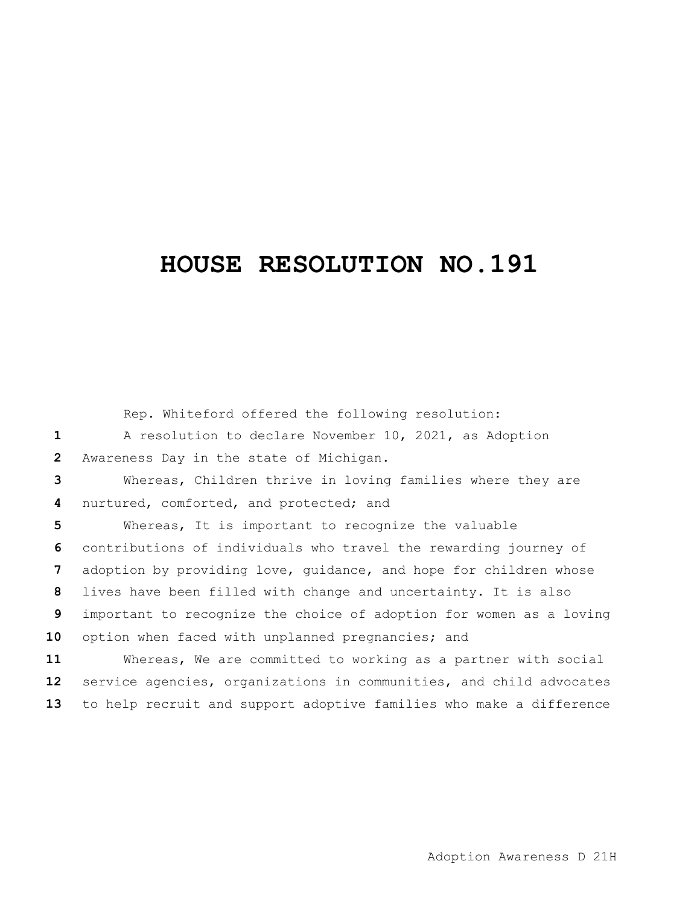# HOUSE RESOLUTION NO.191

Rep. Whiteford offered the following resolution:

A resolution to declare November 10, 2021, as Adoption Awareness Day in the state of Michigan.

Whereas, Children thrive in loving families where they are nurtured, comforted, and protected; and

Whereas, It is important to recognize the valuable contributions of individuals who travel the rewarding journey of adoption by providing love, guidance, and hope for children whose lives have been filled with change and uncertainty. It is also important to recognize the choice of adoption for women as a loving option when faced with unplanned pregnancies; and

Whereas, We are committed to working as a partner with social service agencies, organizations in communities, and child advocates to help recruit and support adoptive families who make a difference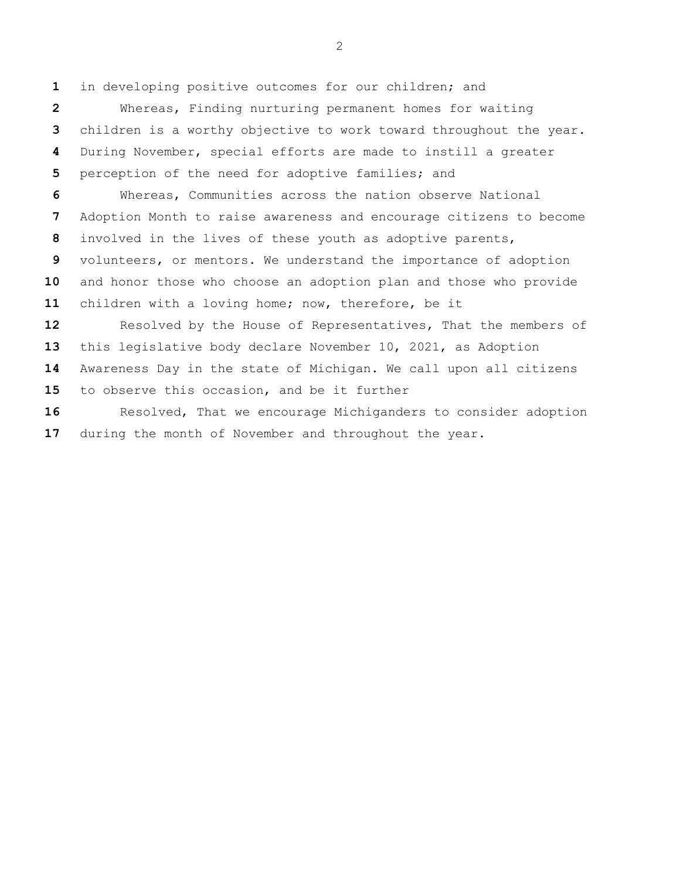in developing positive outcomes for our children; and

Whereas, Finding nurturing permanent homes for waiting children is a worthy objective to work toward throughout the year. During November, special efforts are made to instill a greater perception of the need for adoptive families; and

Whereas, Communities across the nation observe National Adoption Month to raise awareness and encourage citizens to become involved in the lives of these youth as adoptive parents, volunteers, or mentors. We understand the importance of adoption and honor those who choose an adoption plan and those who provide children with a loving home; now, therefore, be it

Resolved by the House of Representatives, That the members of this legislative body declare November 10, 2021, as Adoption Awareness Day in the state of Michigan. We call upon all citizens to observe this occasion, and be it further

Resolved, That we encourage Michiganders to consider adoption during the month of November and throughout the year.